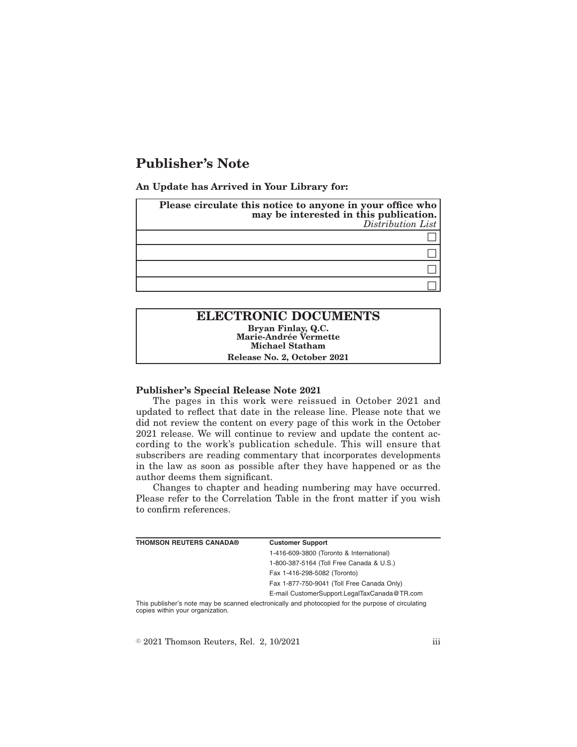# Publisher's Note

**An Update has Arrived in Your Library for:**

| **Please circulate this notice to anyone in your office who may be interested in this publication.** *Distribution List* |
|---|
| ☐ |
| ☐ |
| ☐ |
| ☐ |

## ELECTRONIC DOCUMENTS

**Bryan Finlay, Q.C.**
**Marie-Andrée Vermette**
**Michael Statham**

**Release No. 2, October 2021**

**Publisher's Special Release Note 2021**

The pages in this work were reissued in October 2021 and updated to reflect that date in the release line. Please note that we did not review the content on every page of this work in the October 2021 release. We will continue to review and update the content according to the work's publication schedule. This will ensure that subscribers are reading commentary that incorporates developments in the law as soon as possible after they have happened or as the author deems them significant.

Changes to chapter and heading numbering may have occurred. Please refer to the Correlation Table in the front matter if you wish to confirm references.

| **THOMSON REUTERS CANADA®** | **Customer Support** |
|---|---|
| | 1-416-609-3800 (Toronto & International) |
| | 1-800-387-5164 (Toll Free Canada & U.S.) |
| | Fax 1-416-298-5082 (Toronto) |
| | Fax 1-877-750-9041 (Toll Free Canada Only) |
| | E-mail CustomerSupport.LegalTaxCanada@TR.com |

This publisher's note may be scanned electronically and photocopied for the purpose of circulating copies within your organization.

© 2021 Thomson Reuters, Rel. 2, 10/2021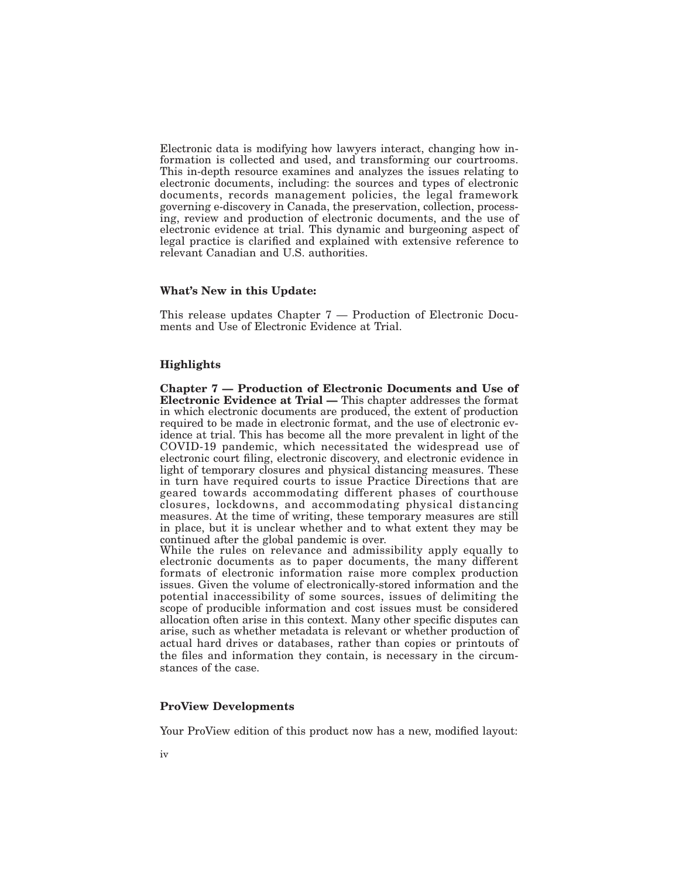Electronic data is modifying how lawyers interact, changing how information is collected and used, and transforming our courtrooms. This in-depth resource examines and analyzes the issues relating to electronic documents, including: the sources and types of electronic documents, records management policies, the legal framework governing e-discovery in Canada, the preservation, collection, processing, review and production of electronic documents, and the use of electronic evidence at trial. This dynamic and burgeoning aspect of legal practice is clarified and explained with extensive reference to relevant Canadian and U.S. authorities.

### What's New in this Update:

This release updates Chapter 7 — Production of Electronic Documents and Use of Electronic Evidence at Trial.

### Highlights

**Chapter 7 — Production of Electronic Documents and Use of Electronic Evidence at Trial —** This chapter addresses the format in which electronic documents are produced, the extent of production required to be made in electronic format, and the use of electronic evidence at trial. This has become all the more prevalent in light of the COVID-19 pandemic, which necessitated the widespread use of electronic court filing, electronic discovery, and electronic evidence in light of temporary closures and physical distancing measures. These in turn have required courts to issue Practice Directions that are geared towards accommodating different phases of courthouse closures, lockdowns, and accommodating physical distancing measures. At the time of writing, these temporary measures are still in place, but it is unclear whether and to what extent they may be continued after the global pandemic is over.

While the rules on relevance and admissibility apply equally to electronic documents as to paper documents, the many different formats of electronic information raise more complex production issues. Given the volume of electronically-stored information and the potential inaccessibility of some sources, issues of delimiting the scope of producible information and cost issues must be considered allocation often arise in this context. Many other specific disputes can arise, such as whether metadata is relevant or whether production of actual hard drives or databases, rather than copies or printouts of the files and information they contain, is necessary in the circumstances of the case.

### ProView Developments

Your ProView edition of this product now has a new, modified layout: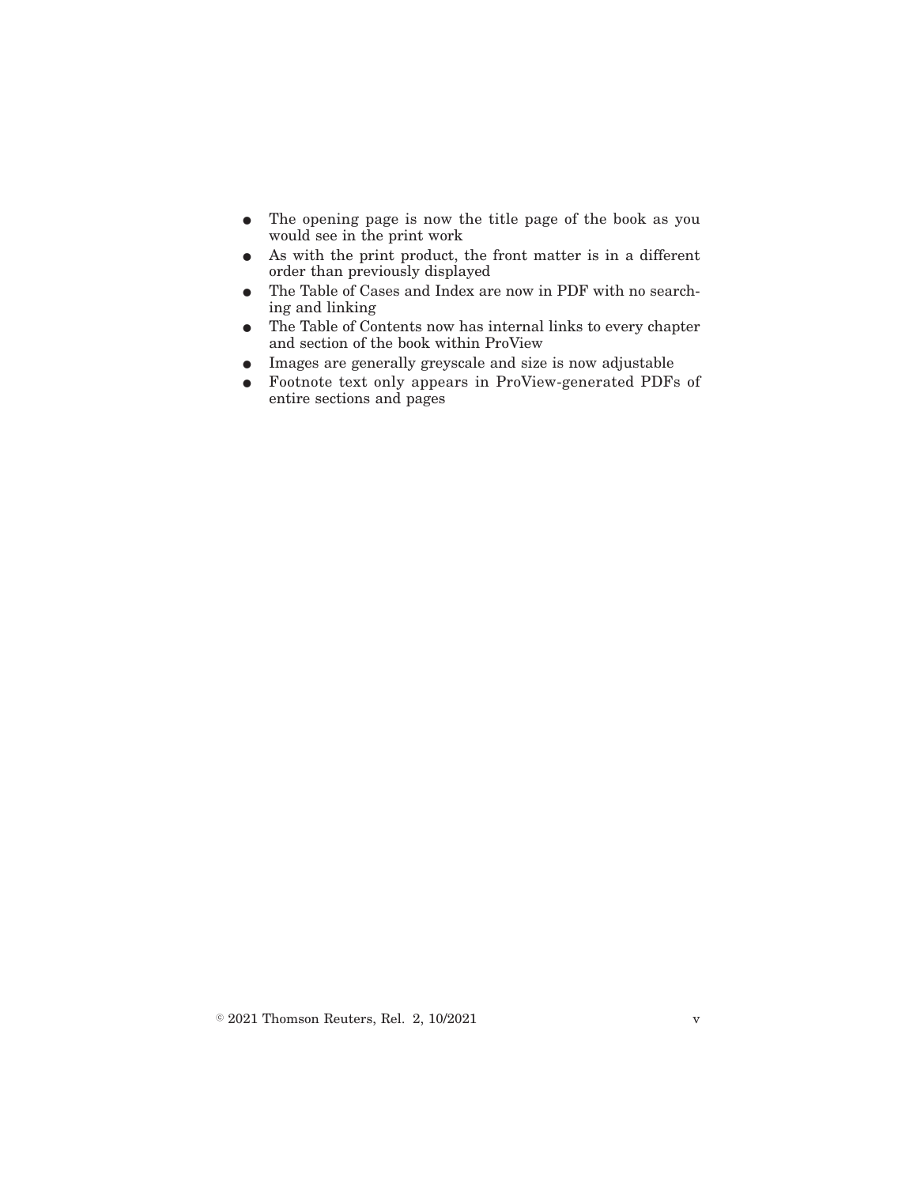- The opening page is now the title page of the book as you would see in the print work
- As with the print product, the front matter is in a different order than previously displayed
- The Table of Cases and Index are now in PDF with no searching and linking
- The Table of Contents now has internal links to every chapter and section of the book within ProView
- Images are generally greyscale and size is now adjustable
- Footnote text only appears in ProView-generated PDFs of entire sections and pages